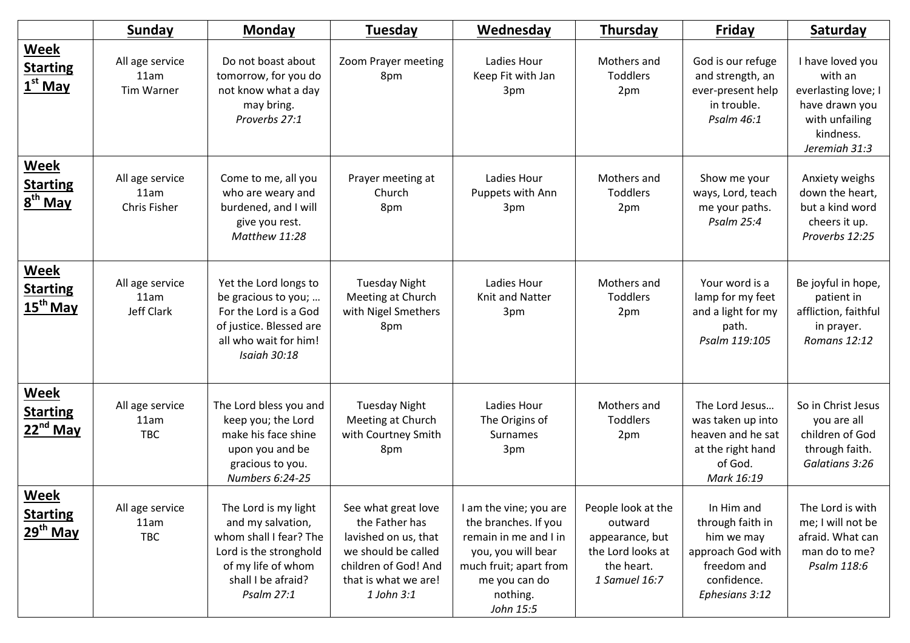| | Sunday | Monday | Tuesday | Wednesday | Thursday | Friday | Saturday |
|---|---|---|---|---|---|---|---|
| **Week Starting 1st May** | All age service 11am Tim Warner | Do not boast about tomorrow, for you do not know what a day may bring. *Proverbs 27:1* | Zoom Prayer meeting 8pm | Ladies Hour Keep Fit with Jan 3pm | Mothers and Toddlers 2pm | God is our refuge and strength, an ever-present help in trouble. *Psalm 46:1* | I have loved you with an everlasting love; I have drawn you with unfailing kindness. *Jeremiah 31:3* |
| **Week Starting 8th May** | All age service 11am Chris Fisher | Come to me, all you who are weary and burdened, and I will give you rest. *Matthew 11:28* | Prayer meeting at Church 8pm | Ladies Hour Puppets with Ann 3pm | Mothers and Toddlers 2pm | Show me your ways, Lord, teach me your paths. *Psalm 25:4* | Anxiety weighs down the heart, but a kind word cheers it up. *Proverbs 12:25* |
| **Week Starting 15th May** | All age service 11am Jeff Clark | Yet the Lord longs to be gracious to you; … For the Lord is a God of justice. Blessed are all who wait for him! *Isaiah 30:18* | Tuesday Night Meeting at Church with Nigel Smethers 8pm | Ladies Hour Knit and Natter 3pm | Mothers and Toddlers 2pm | Your word is a lamp for my feet and a light for my path. *Psalm 119:105* | Be joyful in hope, patient in affliction, faithful in prayer. *Romans 12:12* |
| **Week Starting 22nd May** | All age service 11am TBC | The Lord bless you and keep you; the Lord make his face shine upon you and be gracious to you. *Numbers 6:24-25* | Tuesday Night Meeting at Church with Courtney Smith 8pm | Ladies Hour The Origins of Surnames 3pm | Mothers and Toddlers 2pm | The Lord Jesus… was taken up into heaven and he sat at the right hand of God. *Mark 16:19* | So in Christ Jesus you are all children of God through faith. *Galatians 3:26* |
| **Week Starting 29th May** | All age service 11am TBC | The Lord is my light and my salvation, whom shall I fear? The Lord is the stronghold of my life of whom shall I be afraid? *Psalm 27:1* | See what great love the Father has lavished on us, that we should be called children of God! And that is what we are! *1 John 3:1* | I am the vine; you are the branches. If you remain in me and I in you, you will bear much fruit; apart from me you can do nothing. *John 15:5* | People look at the outward appearance, but the Lord looks at the heart. *1 Samuel 16:7* | In Him and through faith in him we may approach God with freedom and confidence. *Ephesians 3:12* | The Lord is with me; I will not be afraid. What can man do to me? *Psalm 118:6* |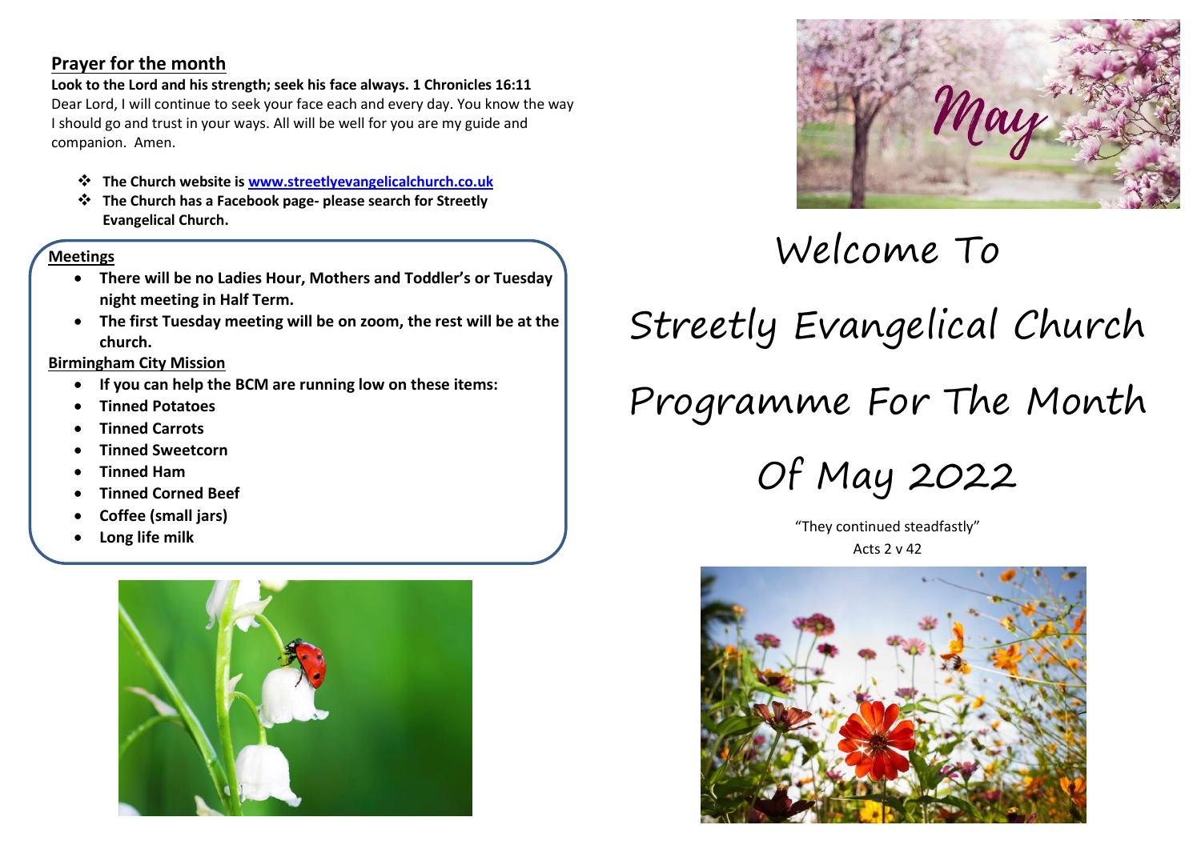## Prayer for the month

**Look to the Lord and his strength; seek his face always. 1 Chronicles 16:11**

Dear Lord, I will continue to seek your face each and every day. You know the way I should go and trust in your ways. All will be well for you are my guide and companion. Amen.

- **The Church website is [www.streetlyevangelicalchurch.co.uk](http://www.streetlyevangelicalchurch.co.uk)**
- **The Church has a Facebook page- please search for Streetly Evangelical Church.**

**Meetings**

- **There will be no Ladies Hour, Mothers and Toddler's or Tuesday night meeting in Half Term.**
- **The first Tuesday meeting will be on zoom, the rest will be at the church.**

**Birmingham City Mission**

- **If you can help the BCM are running low on these items:**
- **Tinned Potatoes**
- **Tinned Carrots**
- **Tinned Sweetcorn**
- **Tinned Ham**
- **Tinned Corned Beef**
- **Coffee (small jars)**
- **Long life milk**

May

# Welcome To

# Streetly Evangelical Church

# Programme For The Month

# Of May 2022

"They continued steadfastly"
Acts 2 v 42